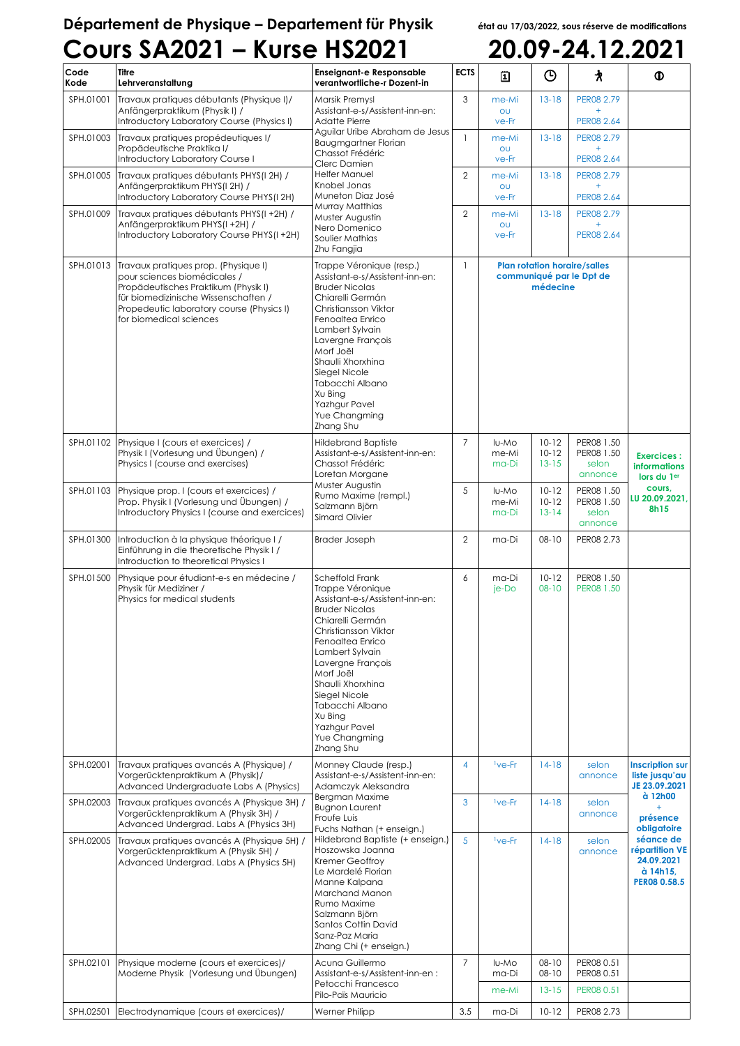# Département de Physique – Departement für Physik

état au 17/03/2022, sous réserve de modifications

# Cours SA2021 – Kurse HS2021

## 20.09-24.12.2021

| Code Kode | Titre Lehrveranstaltung | Enseignant-e Responsable verantwortliche-r Dozent-in | ECTS | Jour | Heure | Salle | Remarques |
|---|---|---|---|---|---|---|---|
| SPH.01001 | Travaux pratiques débutants (Physique I)/ Anfängerpraktikum (Physik I) / Introductory Laboratory Course (Physics I) | Marsik Premysl Assistant-e-s/Assistent-inn-en: Adatte Pierre Aguilar Uribe Abraham de Jesus Baugmgartner Florian Chassot Frédéric Clerc Damien Helfer Manuel Knobel Jonas Muneton Diaz José Murray Matthias Muster Augustin Nero Domenico Soulier Mathias Zhu Fangjia | 3 | me-Mi ou ve-Fr | 13-18 | PER08 2.79 + PER08 2.64 | |
| SPH.01003 | Travaux pratiques propédeutiques I/ Propädeutische Praktika I/ Introductory Laboratory Course I | | 1 | me-Mi ou ve-Fr | 13-18 | PER08 2.79 + PER08 2.64 | |
| SPH.01005 | Travaux pratiques débutants PHYS(I 2H) / Anfängerpraktikum PHYS(I 2H) / Introductory Laboratory Course PHYS(I 2H) | | 2 | me-Mi ou ve-Fr | 13-18 | PER08 2.79 + PER08 2.64 | |
| SPH.01009 | Travaux pratiques débutants PHYS(I +2H) / Anfängerpraktikum PHYS(I +2H) / Introductory Laboratory Course PHYS(I +2H) | | 2 | me-Mi ou ve-Fr | 13-18 | PER08 2.79 + PER08 2.64 | |
| SPH.01013 | Travaux pratiques prop. (Physique I) pour sciences biomédicales / Propädeutisches Praktikum (Physik I) für biomedizinische Wissenschaften / Propedeutic laboratory course (Physics I) for biomedical sciences | Trappe Véronique (resp.) Assistant-e-s/Assistent-inn-en: Bruder Nicolas Chiarelli Germán Christiansson Viktor Fenoaltea Enrico Lambert Sylvain Lavergne François Morf Joël Shaulli Xhorxhina Siegel Nicole Tabacchi Albano Xu Bing Yazhgur Pavel Yue Changming Zhang Shu | 1 | **Plan rotation horaire/salles communiqué par le Dpt de médecine** | | | |
| SPH.01102 | Physique I (cours et exercices) / Physik I (Vorlesung und Übungen) / Physics I (course and exercises) | Hildebrand Baptiste Assistant-e-s/Assistent-inn-en: Chassot Frédéric Loretan Morgane Muster Augustin Rumo Maxime (rempl.) Salzmann Björn Simard Olivier | 7 | lu-Mo me-Mi ma-Di | 10-12 10-12 13-15 | PER08 1.50 PER08 1.50 selon annonce | **Exercices : informations lors du 1er cours, LU 20.09.2021, 8h15** |
| SPH.01103 | Physique prop. I (cours et exercices) / Prop. Physik I (Vorlesung und Übungen) / Introductory Physics I (course and exercises) | | 5 | lu-Mo me-Mi ma-Di | 10-12 10-12 13-14 | PER08 1.50 PER08 1.50 selon annonce | |
| SPH.01300 | Introduction à la physique théorique I / Einführung in die theoretische Physik I / Introduction to theoretical Physics I | Brader Joseph | 2 | ma-Di | 08-10 | PER08 2.73 | |
| SPH.01500 | Physique pour étudiant-e-s en médecine / Physik für Mediziner / Physics for medical students | Scheffold Frank Trappe Véronique Assistant-e-s/Assistent-inn-en: Bruder Nicolas Chiarelli Germán Christiansson Viktor Fenoaltea Enrico Lambert Sylvain Lavergne François Morf Joël Shaulli Xhorxhina Siegel Nicole Tabacchi Albano Xu Bing Yazhgur Pavel Yue Changming Zhang Shu | 6 | ma-Di je-Do | 10-12 08-10 | PER08 1.50 PER08 1.50 | |
| SPH.02001 | Travaux pratiques avancés A (Physique) / Vorgerücktenpraktikum A (Physik)/ Advanced Undergraduate Labs A (Physics) | Monney Claude (resp.) Assistant-e-s/Assistent-inn-en: Adamczyk Aleksandra Bergman Maxime Bugnon Laurent Froufe Luis Fuchs Nathan (+ enseign.) Hildebrand Baptiste (+ enseign.) Hoszowska Joanna Kremer Geoffroy Le Mardelé Florian Manne Kalpana Marchand Manon Rumo Maxime Salzmann Björn Santos Cottin David Sanz-Paz Maria Zhang Chi (+ enseign.) | 4 | [1]ve-Fr | 14-18 | selon annonce | **Inscription sur liste jusqu'au JE 23.09.2021 à 12h00 + présence obligatoire séance de répartition VE 24.09.2021 à 14h15, PER08 0.58.5** |
| SPH.02003 | Travaux pratiques avancés A (Physique 3H) / Vorgerücktenpraktikum A (Physik 3H) / Advanced Undergrad. Labs A (Physics 3H) | | 3 | [1]ve-Fr | 14-18 | selon annonce | |
| SPH.02005 | Travaux pratiques avancés A (Physique 5H) / Vorgerücktenpraktikum A (Physik 5H) / Advanced Undergrad. Labs A (Physics 5H) | | 5 | [1]ve-Fr | 14-18 | selon annonce | |
| SPH.02101 | Physique moderne (cours et exercices)/ Moderne Physik (Vorlesung und Übungen) | Acuna Guillermo Assistant-e-s/Assistent-inn-en : Petocchi Francesco Pilo-Païs Mauricio | 7 | lu-Mo ma-Di me-Mi | 08-10 08-10 13-15 | PER08 0.51 PER08 0.51 PER08 0.51 | |
| SPH.02501 | Electrodynamique (cours et exercices)/ | Werner Philipp | 3.5 | ma-Di | 10-12 | PER08 2.73 | |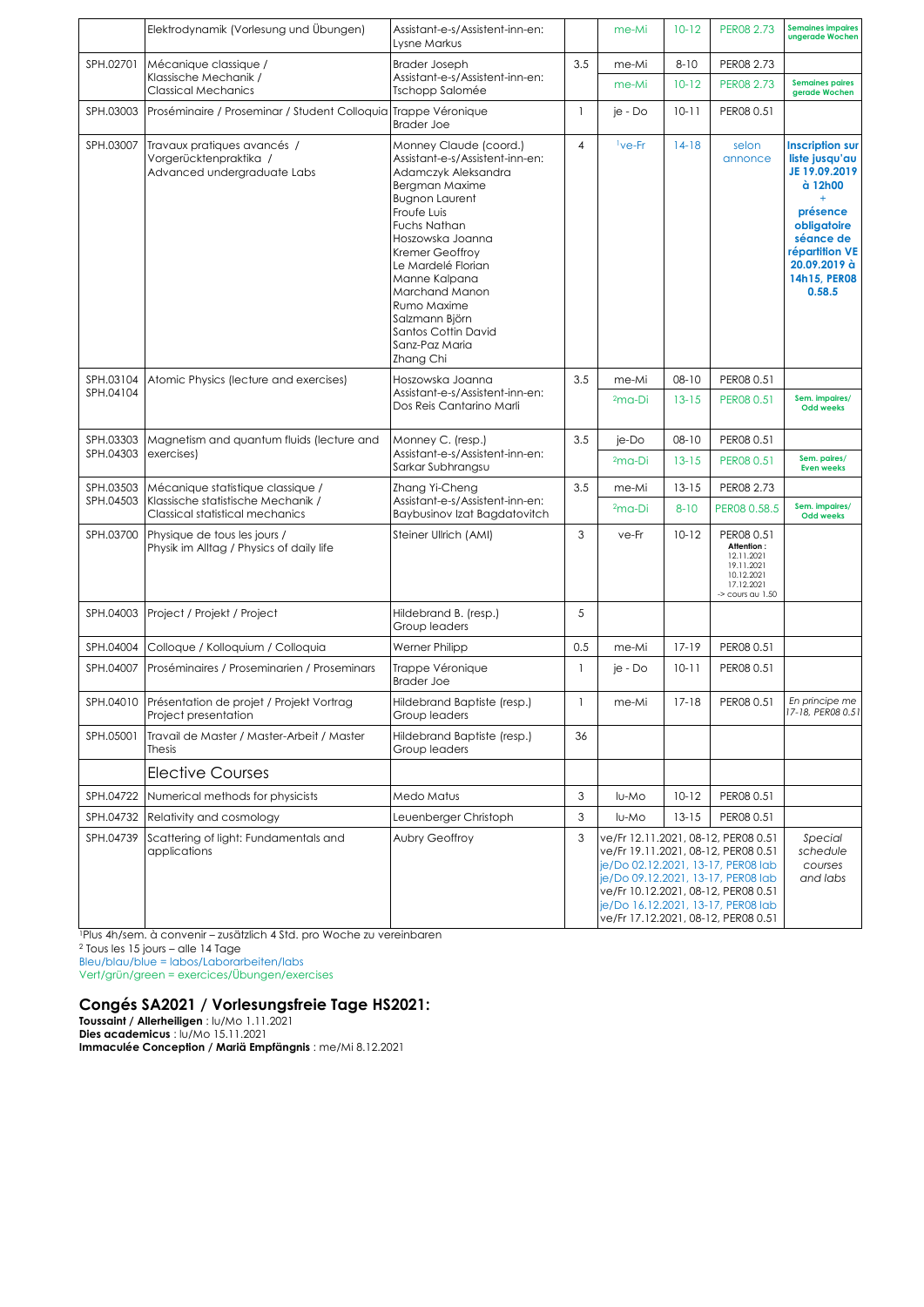| | | | | | | | |
|---|---|---|---|---|---|---|---|
| | Elektrodynamik (Vorlesung und Übungen) | Assistant-e-s/Assistent-inn-en: Lysne Markus | | me-Mi | 10-12 | PER08 2.73 | Semaines impaires ungerade Wochen |
| SPH.02701 | Mécanique classique / Klassische Mechanik / Classical Mechanics | Brader Joseph Assistant-e-s/Assistent-inn-en: Tschopp Salomée | 3.5 | me-Mi | 8-10 | PER08 2.73 | |
| | | | | me-Mi | 10-12 | PER08 2.73 | Semaines paires gerade Wochen |
| SPH.03003 | Proséminaire / Proseminar / Student Colloquia | Trappe Véronique Brader Joe | 1 | je - Do | 10-11 | PER08 0.51 | |
| SPH.03007 | Travaux pratiques avancés / Vorgerücktenpraktika / Advanced undergraduate Labs | Monney Claude (coord.) Assistant-e-s/Assistent-inn-en: Adamczyk Aleksandra Bergman Maxime Bugnon Laurent Froufe Luis Fuchs Nathan Hoszowska Joanna Kremer Geoffroy Le Mardelé Florian Manne Kalpana Marchand Manon Rumo Maxime Salzmann Björn Santos Cottin David Sanz-Paz Maria Zhang Chi | 4 | [1]ve-Fr | 14-18 | selon annonce | **Inscription sur liste jusqu'au JE 19.09.2019 à 12h00 + présence obligatoire séance de répartition VE 20.09.2019 à 14h15, PER08 0.58.5** |
| SPH.03104 SPH.04104 | Atomic Physics (lecture and exercises) | Hoszowska Joanna Assistant-e-s/Assistent-inn-en: Dos Reis Cantarino Marli | 3.5 | me-Mi | 08-10 | PER08 0.51 | |
| | | | | [2]ma-Di | 13-15 | PER08 0.51 | Sem. impaires/ Odd weeks |
| SPH.03303 SPH.04303 | Magnetism and quantum fluids (lecture and exercises) | Monney C. (resp.) Assistant-e-s/Assistent-inn-en: Sarkar Subhrangsu | 3.5 | je-Do | 08-10 | PER08 0.51 | |
| | | | | [2]ma-Di | 13-15 | PER08 0.51 | Sem. paires/ Even weeks |
| SPH.03503 SPH.04503 | Mécanique statistique classique / Klassische statistische Mechanik / Classical statistical mechanics | Zhang Yi-Cheng Assistant-e-s/Assistent-inn-en: Baybusinov Izat Bagdatovitch | 3.5 | me-Mi | 13-15 | PER08 2.73 | |
| | | | | [2]ma-Di | 8-10 | PER08 0.58.5 | Sem. impaires/ Odd weeks |
| SPH.03700 | Physique de tous les jours / Physik im Alltag / Physics of daily life | Steiner Ullrich (AMI) | 3 | ve-Fr | 10-12 | PER08 0.51 **Attention :** 12.11.2021 19.11.2021 10.12.2021 17.12.2021 -> cours au 1.50 | |
| SPH.04003 | Project / Projekt / Project | Hildebrand B. (resp.) Group leaders | 5 | | | | |
| SPH.04004 | Colloque / Kolloquium / Colloquia | Werner Philipp | 0.5 | me-Mi | 17-19 | PER08 0.51 | |
| SPH.04007 | Proséminaires / Proseminarien / Proseminars | Trappe Véronique Brader Joe | 1 | je - Do | 10-11 | PER08 0.51 | |
| SPH.04010 | Présentation de projet / Projekt Vortrag Project presentation | Hildebrand Baptiste (resp.) Group leaders | 1 | me-Mi | 17-18 | PER08 0.51 | *En principe me 17-18, PER08 0.51* |
| SPH.05001 | Travail de Master / Master-Arbeit / Master Thesis | Hildebrand Baptiste (resp.) Group leaders | 36 | | | | |
| | Elective Courses | | | | | | |
| SPH.04722 | Numerical methods for physicists | Medo Matus | 3 | lu-Mo | 10-12 | PER08 0.51 | |
| SPH.04732 | Relativity and cosmology | Leuenberger Christoph | 3 | lu-Mo | 13-15 | PER08 0.51 | |
| SPH.04739 | Scattering of light: Fundamentals and applications | Aubry Geoffroy | 3 | ve/Fr 12.11.2021, 08-12, PER08 0.51<br>ve/Fr 19.11.2021, 08-12, PER08 0.51<br>je/Do 02.12.2021, 13-17, PER08 lab<br>je/Do 09.12.2021, 13-17, PER08 lab<br>ve/Fr 10.12.2021, 08-12, PER08 0.51<br>je/Do 16.12.2021, 13-17, PER08 lab<br>ve/Fr 17.12.2021, 08-12, PER08 0.51 | | | *Special schedule courses and labs* |

[1]Plus 4h/sem. à convenir – zusätzlich 4 Std. pro Woche zu vereinbaren
[2] Tous les 15 jours – alle 14 Tage
Bleu/blau/blue = labos/Laborarbeiten/labs
Vert/grün/green = exercices/Übungen/exercises

## Congés SA2021 / Vorlesungsfreie Tage HS2021:

**Toussaint / Allerheiligen** : lu/Mo 1.11.2021
**Dies academicus** : lu/Mo 15.11.2021
**Immaculée Conception / Mariä Empfängnis** : me/Mi 8.12.2021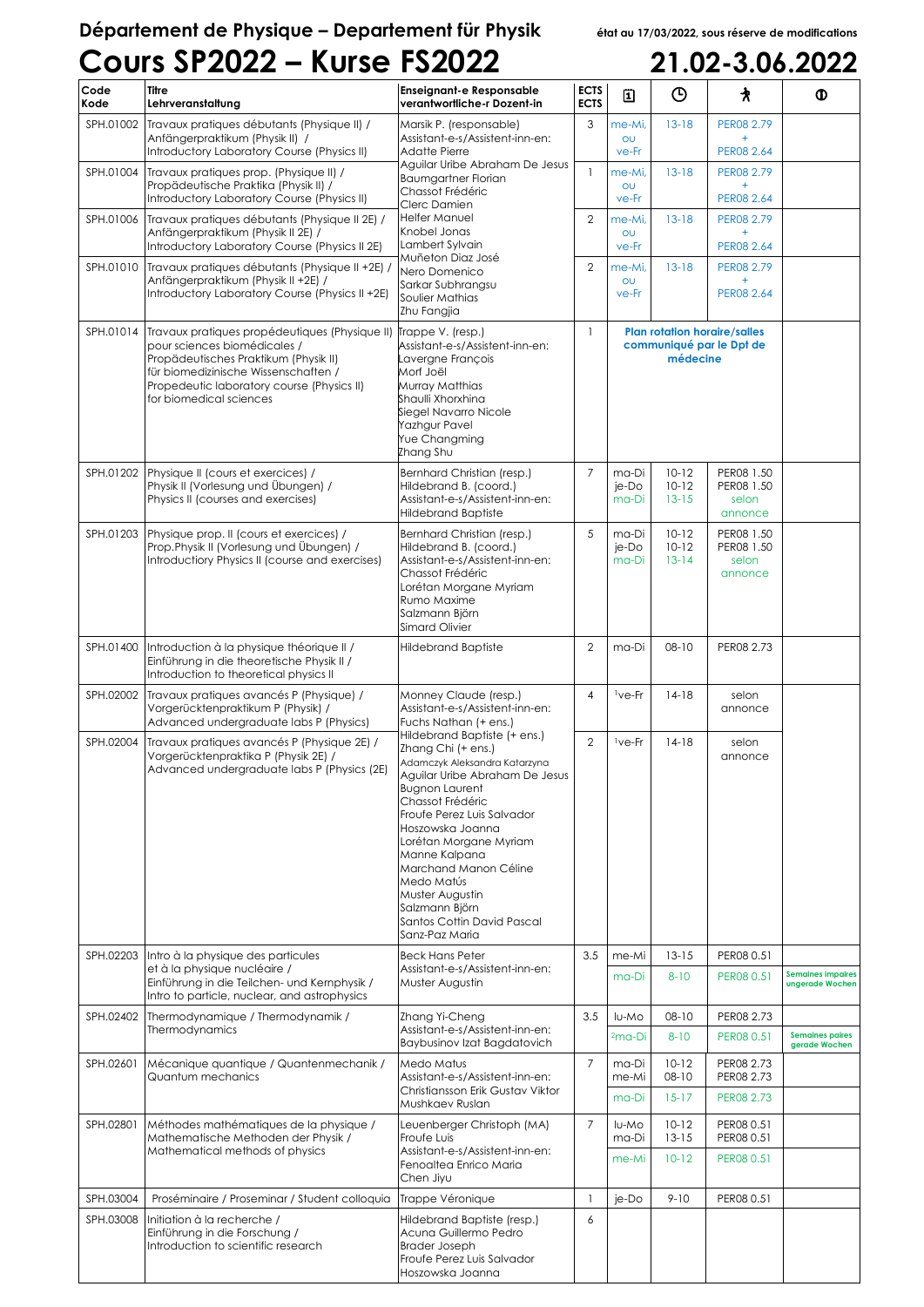# Département de Physique – Departement für Physik

état au 17/03/2022, sous réserve de modifications

# Cours SP2022 – Kurse FS2022

## 21.02-3.06.2022

| Code / Kode | Titre / Lehrveranstaltung | Enseignant-e Responsable / verantwortliche-r Dozent-in | ECTS / ECTS | 📅 | 🕒 | 🚶 | ⓘ |
|---|---|---|---|---|---|---|---|
| SPH.01002 | Travaux pratiques débutants (Physique II) / Anfängerpraktikum (Physik II) / Introductory Laboratory Course (Physics II) | Marsik P. (responsable) Assistant-e-s/Assistent-inn-en: Adatte Pierre Aguilar Uribe Abraham De Jesus Baumgartner Florian Chassot Frédéric Clerc Damien Helfer Manuel Knobel Jonas Lambert Sylvain Muñeton Diaz José Nero Domenico Sarkar Subhrangsu Soulier Mathias Zhu Fangjia | 3 | me-Mi, ou ve-Fr | 13-18 | PER08 2.79 + PER08 2.64 | |
| SPH.01004 | Travaux pratiques prop. (Physique II) / Propädeutische Praktika (Physik II) / Introductory Laboratory Course (Physics II) | | 1 | me-Mi, ou ve-Fr | 13-18 | PER08 2.79 + PER08 2.64 | |
| SPH.01006 | Travaux pratiques débutants (Physique II 2E) / Anfängerpraktikum (Physik II 2E) / Introductory Laboratory Course (Physics II 2E) | | 2 | me-Mi, ou ve-Fr | 13-18 | PER08 2.79 + PER08 2.64 | |
| SPH.01010 | Travaux pratiques débutants (Physique II +2E) / Anfängerpraktikum (Physik II +2E) / Introductory Laboratory Course (Physics II +2E) | | 2 | me-Mi, ou ve-Fr | 13-18 | PER08 2.79 + PER08 2.64 | |
| SPH.01014 | Travaux pratiques propédeutiques (Physique II) pour sciences biomédicales / Propädeutisches Praktikum (Physik II) für biomedizinische Wissenschaften / Propedeutic laboratory course (Physics II) for biomedical sciences | Trappe V. (resp.) Assistant-e-s/Assistent-inn-en: Lavergne François Morf Joël Murray Matthias Shaulli Xhorxhina Siegel Navarro Nicole Yazhgur Pavel Yue Changming Zhang Shu | 1 | Plan rotation horaire/salles communiqué par le Dpt de médecine | | | |
| SPH.01202 | Physique II (cours et exercices) / Physik II (Vorlesung und Übungen) / Physics II (courses and exercises) | Bernhard Christian (resp.) Hildebrand B. (coord.) Assistant-e-s/Assistent-inn-en: Hildebrand Baptiste | 7 | ma-Di je-Do ma-Di | 10-12 10-12 13-15 | PER08 1.50 PER08 1.50 selon annonce | |
| SPH.01203 | Physique prop. II (cours et exercices) / Prop.Physik II (Vorlesung und Übungen) / Introductiory Physics II (course and exercises) | Bernhard Christian (resp.) Hildebrand B. (coord.) Assistant-e-s/Assistent-inn-en: Chassot Frédéric Lorétan Morgane Myriam Rumo Maxime Salzmann Björn Simard Olivier | 5 | ma-Di je-Do ma-Di | 10-12 10-12 13-14 | PER08 1.50 PER08 1.50 selon annonce | |
| SPH.01400 | Introduction à la physique théorique II / Einführung in die theoretische Physik II / Introduction to theoretical physics II | Hildebrand Baptiste | 2 | ma-Di | 08-10 | PER08 2.73 | |
| SPH.02002 | Travaux pratiques avancés P (Physique) / Vorgerücktenpraktikum P (Physik) / Advanced undergraduate labs P (Physics) | Monney Claude (resp.) Assistant-e-s/Assistent-inn-en: Fuchs Nathan (+ ens.) Hildebrand Baptiste (+ ens.) Zhang Chi (+ ens.) Adamczyk Aleksandra Katarzyna Aguilar Uribe Abraham De Jesus Bugnon Laurent Chassot Frédéric Froufe Perez Luis Salvador Hoszowska Joanna Lorétan Morgane Myriam Manne Kalpana Marchand Manon Céline Medo Matús Muster Augustin Salzmann Björn Santos Cottin David Pascal Sanz-Paz Maria | 4 | [1]ve-Fr | 14-18 | selon annonce | |
| SPH.02004 | Travaux pratiques avancés P (Physique 2E) / Vorgerücktenpraktika P (Physik 2E) / Advanced undergraduate labs P (Physics (2E) | | 2 | [1]ve-Fr | 14-18 | selon annonce | |
| SPH.02203 | Intro à la physique des particules et à la physique nucléaire / Einführung in die Teilchen- und Kernphysik / Intro to particle, nuclear, and astrophysics | Beck Hans Peter Assistant-e-s/Assistent-inn-en: Muster Augustin | 3.5 | me-Mi | 13-15 | PER08 0.51 | |
| | | | | ma-Di | 8-10 | PER08 0.51 | Semaines impaires ungerade Wochen |
| SPH.02402 | Thermodynamique / Thermodynamik / Thermodynamics | Zhang Yi-Cheng Assistant-e-s/Assistent-inn-en: Baybusinov Izat Bagdatovich | 3.5 | lu-Mo | 08-10 | PER08 2.73 | |
| | | | | [2]ma-Di | 8-10 | PER08 0.51 | Semaines paires gerade Wochen |
| SPH.02601 | Mécanique quantique / Quantenmechanik / Quantum mechanics | Medo Matus Assistant-e-s/Assistent-inn-en: Christiansson Erik Gustav Viktor Mushkaev Ruslan | 7 | ma-Di me-Mi | 10-12 08-10 | PER08 2.73 PER08 2.73 | |
| | | | | ma-Di | 15-17 | PER08 2.73 | |
| SPH.02801 | Méthodes mathématiques de la physique / Mathematische Methoden der Physik / Mathematical methods of physics | Leuenberger Christoph (MA) Froufe Luis Assistant-e-s/Assistent-inn-en: Fenoaltea Enrico Maria Chen Jiyu | 7 | lu-Mo ma-Di | 10-12 13-15 | PER08 0.51 PER08 0.51 | |
| | | | | me-Mi | 10-12 | PER08 0.51 | |
| SPH.03004 | Proséminaire / Proseminar / Student colloquia | Trappe Véronique | 1 | je-Do | 9-10 | PER08 0.51 | |
| SPH.03008 | Initiation à la recherche / Einführung in die Forschung / Introduction to scientific research | Hildebrand Baptiste (resp.) Acuna Guillermo Pedro Brader Joseph Froufe Perez Luis Salvador Hoszowska Joanna | 6 | | | | |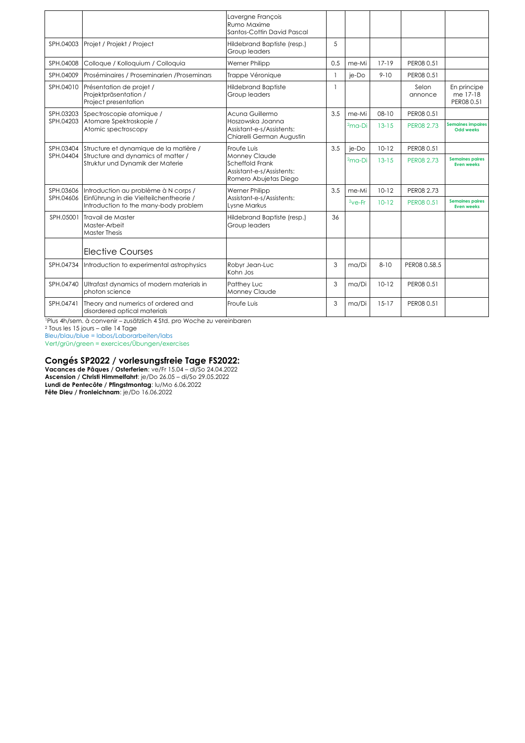| | | | | | | | |
|---|---|---|---|---|---|---|---|
| | | Lavergne François<br>Rumo Maxime<br>Santos-Cottin David Pascal | | | | | |
| SPH.04003 | Projet / Projekt / Project | Hildebrand Baptiste (resp.)<br>Group leaders | 5 | | | | |
| SPH.04008 | Colloque / Kolloquium / Colloquia | Werner Philipp | 0.5 | me-Mi | 17-19 | PER08 0.51 | |
| SPH.04009 | Proséminaires / Proseminaren /Proseminars | Trappe Véronique | 1 | je-Do | 9-10 | PER08 0.51 | |
| SPH.04010 | Présentation de projet / Projektpräsentation / Project presentation | Hildebrand Baptiste<br>Group leaders | 1 | | | Selon annonce | En principe me 17-18 PER08 0.51 |
| SPH.03203<br>SPH.04203 | Spectroscopie atomique / Atomare Spektroskopie / Atomic spectroscopy | Acuna Guillermo<br>Hoszowska Joanna<br>Assistant-e-s/Assistents:<br>Chiarelli German Augustin | 3.5 | me-Mi | 08-10 | PER08 0.51 | |
| | | | | [2]ma-Di | 13-15 | PER08 2.73 | Semaines impaires<br>Odd weeks |
| SPH.03404<br>SPH.04404 | Structure et dynamique de la matière / Structure and dynamics of matter / Struktur und Dynamik der Materie | Froufe Luis<br>Monney Claude<br>Scheffold Frank<br>Assistant-e-s/Assistents:<br>Romero Abujetas Diego | 3.5 | je-Do | 10-12 | PER08 0.51 | |
| | | | | [2]ma-Di | 13-15 | PER08 2.73 | Semaines paires<br>Even weeks |
| SPH.03606<br>SPH.04606 | Introduction au problème à N corps / Einführung in die Vielteilchentheorie / Introduction to the many-body problem | Werner Philipp<br>Assistant-e-s/Assistents:<br>Lysne Markus | 3.5 | me-Mi | 10-12 | PER08 2.73 | |
| | | | | [2]ve-Fr | 10-12 | PER08 0.51 | Semaines paires<br>Even weeks |
| SPH.05001 | Travail de Master<br>Master-Arbeit<br>Master Thesis | Hildebrand Baptiste (resp.)<br>Group leaders | 36 | | | | |
| | **Elective Courses** | | | | | | |
| SPH.04734 | Introduction to experimental astrophysics | Robyr Jean-Luc<br>Kohn Jos | 3 | ma/Di | 8-10 | PER08 0.58.5 | |
| SPH.04740 | Ultrafast dynamics of modern materials in photon science | Patthey Luc<br>Monney Claude | 3 | ma/Di | 10-12 | PER08 0.51 | |
| SPH.04741 | Theory and numerics of ordered and disordered optical materials | Froufe Luis | 3 | ma/Di | 15-17 | PER08 0.51 | |

[1]Plus 4h/sem. à convenir – zusätzlich 4 Std. pro Woche zu vereinbaren
[2] Tous les 15 jours – alle 14 Tage
Bleu/blau/blue = labos/Laborarbeiten/labs
Vert/grün/green = exercices/Übungen/exercises

## Congés SP2022 / vorlesungsfreie Tage FS2022:

**Vacances de Pâques / Osterferien**: ve/Fr 15.04 – di/So 24.04.2022
**Ascension / Christi Himmelfahrt**: je/Do 26.05 – di/So 29.05.2022
**Lundi de Pentecôte / Pfingstmontag**: lu/Mo 6.06.2022
**Fête Dieu / Fronleichnam**: je/Do 16.06.2022